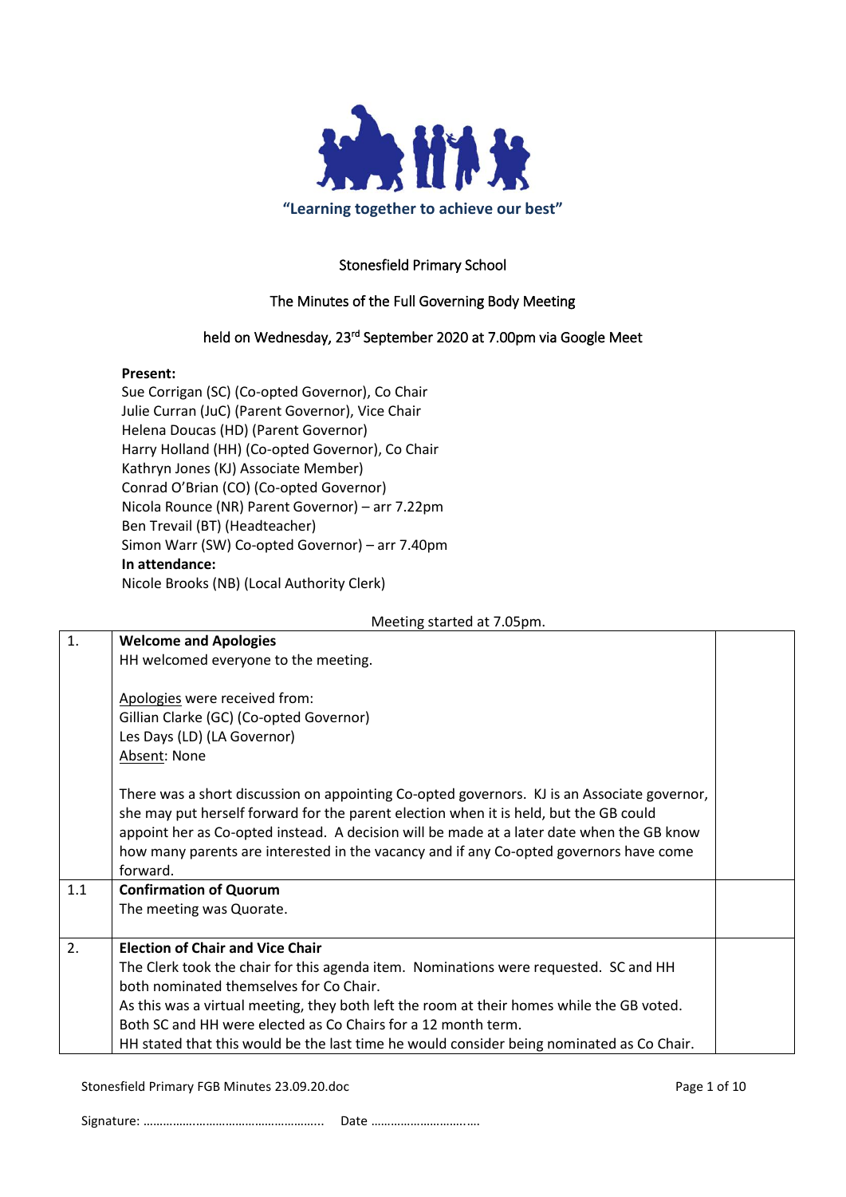"Learning together to achieve our best"

Stonesfield Primary School

The Minutes of the Full Governing Body Meeting

held on Wednesday, 23rd September 2020 at 7.00pm via Google Meet

**Present:**
Sue Corrigan (SC) (Co-opted Governor), Co Chair
Julie Curran (JuC) (Parent Governor), Vice Chair
Helena Doucas (HD) (Parent Governor)
Harry Holland (HH) (Co-opted Governor), Co Chair
Kathryn Jones (KJ) Associate Member)
Conrad O'Brian (CO) (Co-opted Governor)
Nicola Rounce (NR) Parent Governor) – arr 7.22pm
Ben Trevail (BT) (Headteacher)
Simon Warr (SW) Co-opted Governor) – arr 7.40pm
**In attendance:**
Nicole Brooks (NB) (Local Authority Clerk)

Meeting started at 7.05pm.

| | | |
|---|---|---|
| 1. | **Welcome and Apologies**<br>HH welcomed everyone to the meeting.<br><br>Apologies were received from:<br>Gillian Clarke (GC) (Co-opted Governor)<br>Les Days (LD) (LA Governor)<br>Absent: None<br><br>There was a short discussion on appointing Co-opted governors. KJ is an Associate governor, she may put herself forward for the parent election when it is held, but the GB could appoint her as Co-opted instead. A decision will be made at a later date when the GB know how many parents are interested in the vacancy and if any Co-opted governors have come forward. | |
| 1.1 | **Confirmation of Quorum**<br>The meeting was Quorate. | |
| 2. | **Election of Chair and Vice Chair**<br>The Clerk took the chair for this agenda item. Nominations were requested. SC and HH both nominated themselves for Co Chair.<br>As this was a virtual meeting, they both left the room at their homes while the GB voted.<br>Both SC and HH were elected as Co Chairs for a 12 month term.<br>HH stated that this would be the last time he would consider being nominated as Co Chair. | |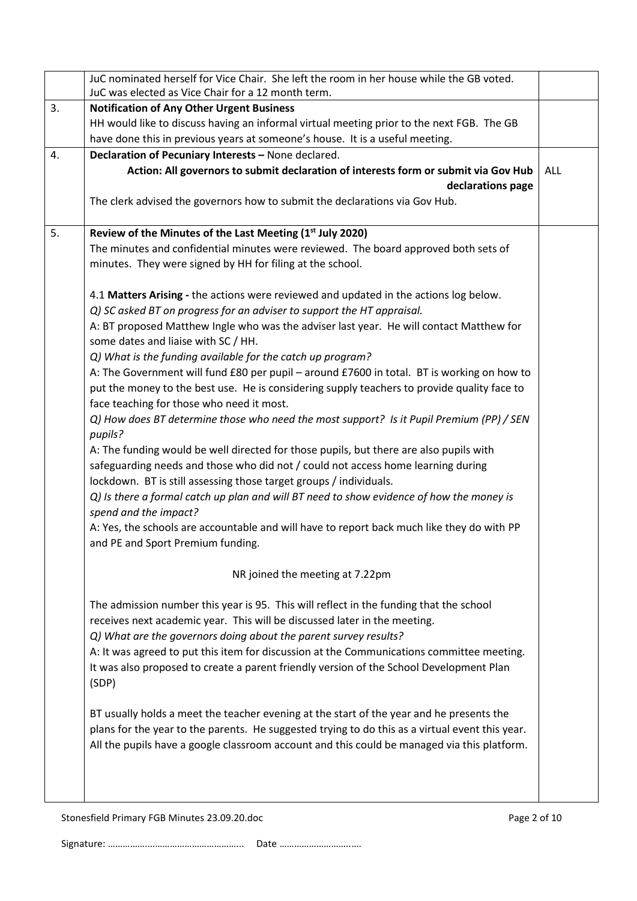| | | |
|---|---|---|
| | JuC nominated herself for Vice Chair. She left the room in her house while the GB voted. JuC was elected as Vice Chair for a 12 month term. | |
| 3. | **Notification of Any Other Urgent Business**<br>HH would like to discuss having an informal virtual meeting prior to the next FGB. The GB have done this in previous years at someone's house. It is a useful meeting. | |
| 4. | **Declaration of Pecuniary Interests –** None declared.<br>**Action: All governors to submit declaration of interests form or submit via Gov Hub declarations page**<br>The clerk advised the governors how to submit the declarations via Gov Hub. | ALL |
| 5. | **Review of the Minutes of the Last Meeting (1st July 2020)**<br>The minutes and confidential minutes were reviewed. The board approved both sets of minutes. They were signed by HH for filing at the school.<br><br>4.1 **Matters Arising -** the actions were reviewed and updated in the actions log below.<br>*Q) SC asked BT on progress for an adviser to support the HT appraisal.*<br>A: BT proposed Matthew Ingle who was the adviser last year. He will contact Matthew for some dates and liaise with SC / HH.<br>*Q) What is the funding available for the catch up program?*<br>A: The Government will fund £80 per pupil – around £7600 in total. BT is working on how to put the money to the best use. He is considering supply teachers to provide quality face to face teaching for those who need it most.<br>*Q) How does BT determine those who need the most support? Is it Pupil Premium (PP) / SEN pupils?*<br>A: The funding would be well directed for those pupils, but there are also pupils with safeguarding needs and those who did not / could not access home learning during lockdown. BT is still assessing those target groups / individuals.<br>*Q) Is there a formal catch up plan and will BT need to show evidence of how the money is spend and the impact?*<br>A: Yes, the schools are accountable and will have to report back much like they do with PP and PE and Sport Premium funding.<br><br>NR joined the meeting at 7.22pm<br><br>The admission number this year is 95. This will reflect in the funding that the school receives next academic year. This will be discussed later in the meeting.<br>*Q) What are the governors doing about the parent survey results?*<br>A: It was agreed to put this item for discussion at the Communications committee meeting. It was also proposed to create a parent friendly version of the School Development Plan (SDP)<br><br>BT usually holds a meet the teacher evening at the start of the year and he presents the plans for the year to the parents. He suggested trying to do this as a virtual event this year. All the pupils have a google classroom account and this could be managed via this platform. | |

Signature: …………………………………………….. Date ………………………….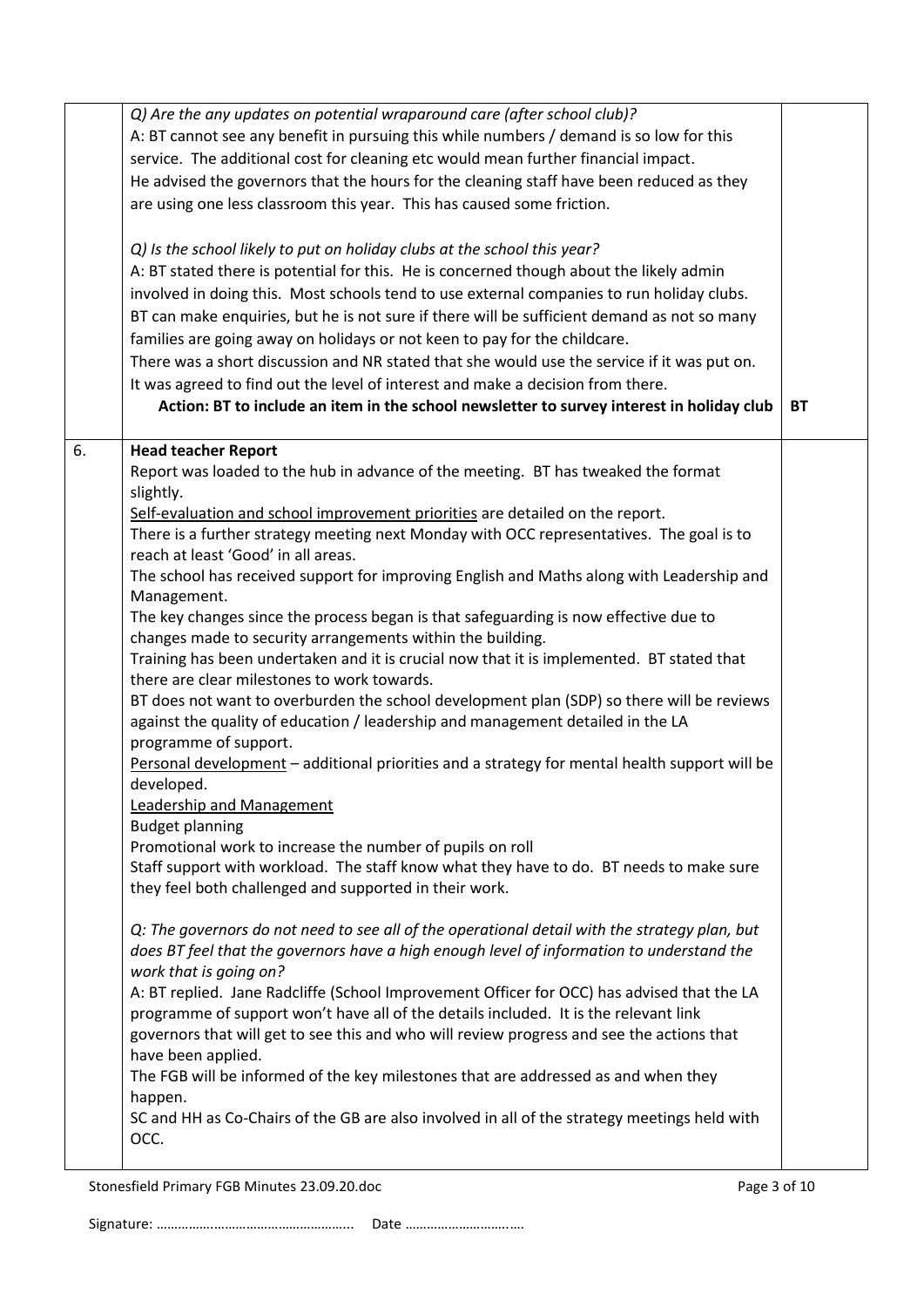| | | |
|---|---|---|
| | *Q) Are the any updates on potential wraparound care (after school club)?*<br>A: BT cannot see any benefit in pursuing this while numbers / demand is so low for this service. The additional cost for cleaning etc would mean further financial impact.<br>He advised the governors that the hours for the cleaning staff have been reduced as they are using one less classroom this year. This has caused some friction.<br><br>*Q) Is the school likely to put on holiday clubs at the school this year?*<br>A: BT stated there is potential for this. He is concerned though about the likely admin involved in doing this. Most schools tend to use external companies to run holiday clubs. BT can make enquiries, but he is not sure if there will be sufficient demand as not so many families are going away on holidays or not keen to pay for the childcare.<br>There was a short discussion and NR stated that she would use the service if it was put on.<br>It was agreed to find out the level of interest and make a decision from there.<br>**Action: BT to include an item in the school newsletter to survey interest in holiday club** | **BT** |
| 6. | **Head teacher Report**<br>Report was loaded to the hub in advance of the meeting. BT has tweaked the format slightly.<br>Self-evaluation and school improvement priorities are detailed on the report.<br>There is a further strategy meeting next Monday with OCC representatives. The goal is to reach at least 'Good' in all areas.<br>The school has received support for improving English and Maths along with Leadership and Management.<br>The key changes since the process began is that safeguarding is now effective due to changes made to security arrangements within the building.<br>Training has been undertaken and it is crucial now that it is implemented. BT stated that there are clear milestones to work towards.<br>BT does not want to overburden the school development plan (SDP) so there will be reviews against the quality of education / leadership and management detailed in the LA programme of support.<br>Personal development – additional priorities and a strategy for mental health support will be developed.<br>Leadership and Management<br>Budget planning<br>Promotional work to increase the number of pupils on roll<br>Staff support with workload. The staff know what they have to do. BT needs to make sure they feel both challenged and supported in their work.<br><br>*Q: The governors do not need to see all of the operational detail with the strategy plan, but does BT feel that the governors have a high enough level of information to understand the work that is going on?*<br>A: BT replied. Jane Radcliffe (School Improvement Officer for OCC) has advised that the LA programme of support won't have all of the details included. It is the relevant link governors that will get to see this and who will review progress and see the actions that have been applied.<br>The FGB will be informed of the key milestones that are addressed as and when they happen.<br>SC and HH as Co-Chairs of the GB are also involved in all of the strategy meetings held with OCC. | |

Signature: ……………………………………………… Date …………………………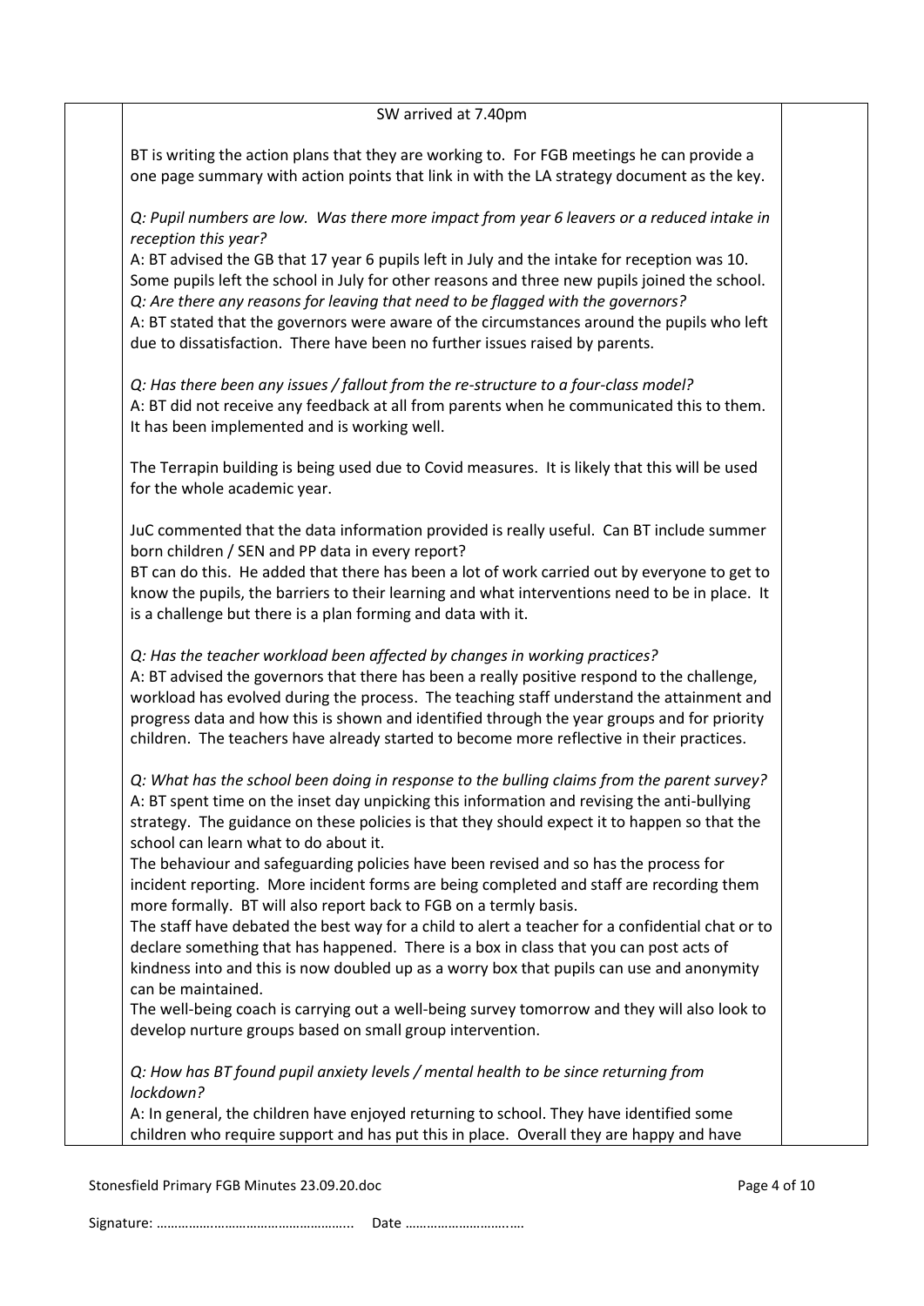SW arrived at 7.40pm

BT is writing the action plans that they are working to. For FGB meetings he can provide a one page summary with action points that link in with the LA strategy document as the key.

*Q: Pupil numbers are low. Was there more impact from year 6 leavers or a reduced intake in reception this year?*
A: BT advised the GB that 17 year 6 pupils left in July and the intake for reception was 10. Some pupils left the school in July for other reasons and three new pupils joined the school.
*Q: Are there any reasons for leaving that need to be flagged with the governors?*
A: BT stated that the governors were aware of the circumstances around the pupils who left due to dissatisfaction. There have been no further issues raised by parents.

*Q: Has there been any issues / fallout from the re-structure to a four-class model?*
A: BT did not receive any feedback at all from parents when he communicated this to them. It has been implemented and is working well.

The Terrapin building is being used due to Covid measures. It is likely that this will be used for the whole academic year.

JuC commented that the data information provided is really useful. Can BT include summer born children / SEN and PP data in every report?
BT can do this. He added that there has been a lot of work carried out by everyone to get to know the pupils, the barriers to their learning and what interventions need to be in place. It is a challenge but there is a plan forming and data with it.

*Q: Has the teacher workload been affected by changes in working practices?*
A: BT advised the governors that there has been a really positive respond to the challenge, workload has evolved during the process. The teaching staff understand the attainment and progress data and how this is shown and identified through the year groups and for priority children. The teachers have already started to become more reflective in their practices.

*Q: What has the school been doing in response to the bulling claims from the parent survey?*
A: BT spent time on the inset day unpicking this information and revising the anti-bullying strategy. The guidance on these policies is that they should expect it to happen so that the school can learn what to do about it.
The behaviour and safeguarding policies have been revised and so has the process for incident reporting. More incident forms are being completed and staff are recording them more formally. BT will also report back to FGB on a termly basis.
The staff have debated the best way for a child to alert a teacher for a confidential chat or to declare something that has happened. There is a box in class that you can post acts of kindness into and this is now doubled up as a worry box that pupils can use and anonymity can be maintained.
The well-being coach is carrying out a well-being survey tomorrow and they will also look to develop nurture groups based on small group intervention.

*Q: How has BT found pupil anxiety levels / mental health to be since returning from lockdown?*
A: In general, the children have enjoyed returning to school. They have identified some children who require support and has put this in place. Overall they are happy and have

Signature: ……………………………………………... Date ………………………….….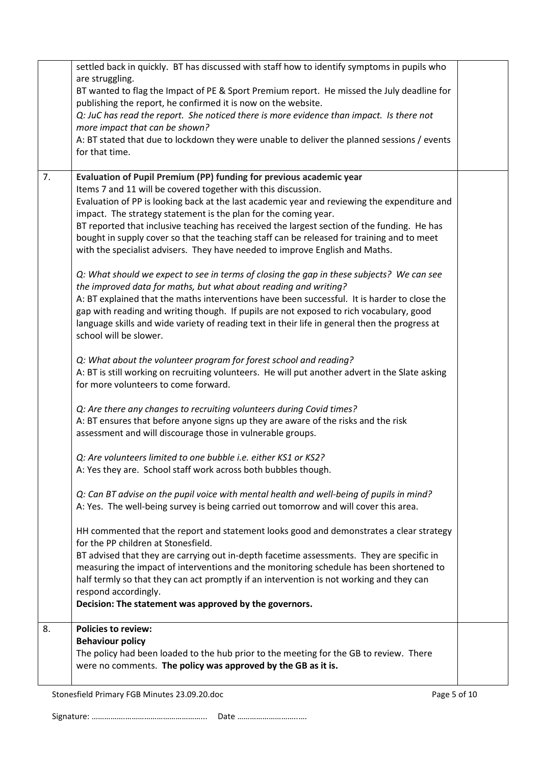| | | |
|---|---|---|
| | settled back in quickly. BT has discussed with staff how to identify symptoms in pupils who are struggling.<br>BT wanted to flag the Impact of PE & Sport Premium report. He missed the July deadline for publishing the report, he confirmed it is now on the website.<br>*Q: JuC has read the report. She noticed there is more evidence than impact. Is there not more impact that can be shown?*<br>A: BT stated that due to lockdown they were unable to deliver the planned sessions / events for that time. | |
| 7. | **Evaluation of Pupil Premium (PP) funding for previous academic year**<br>Items 7 and 11 will be covered together with this discussion.<br>Evaluation of PP is looking back at the last academic year and reviewing the expenditure and impact. The strategy statement is the plan for the coming year.<br>BT reported that inclusive teaching has received the largest section of the funding. He has bought in supply cover so that the teaching staff can be released for training and to meet with the specialist advisers. They have needed to improve English and Maths.<br><br>*Q: What should we expect to see in terms of closing the gap in these subjects? We can see the improved data for maths, but what about reading and writing?*<br>A: BT explained that the maths interventions have been successful. It is harder to close the gap with reading and writing though. If pupils are not exposed to rich vocabulary, good language skills and wide variety of reading text in their life in general then the progress at school will be slower.<br><br>*Q: What about the volunteer program for forest school and reading?*<br>A: BT is still working on recruiting volunteers. He will put another advert in the Slate asking for more volunteers to come forward.<br><br>*Q: Are there any changes to recruiting volunteers during Covid times?*<br>A: BT ensures that before anyone signs up they are aware of the risks and the risk assessment and will discourage those in vulnerable groups.<br><br>*Q: Are volunteers limited to one bubble i.e. either KS1 or KS2?*<br>A: Yes they are. School staff work across both bubbles though.<br><br>*Q: Can BT advise on the pupil voice with mental health and well-being of pupils in mind?*<br>A: Yes. The well-being survey is being carried out tomorrow and will cover this area.<br><br>HH commented that the report and statement looks good and demonstrates a clear strategy for the PP children at Stonesfield.<br>BT advised that they are carrying out in-depth facetime assessments. They are specific in measuring the impact of interventions and the monitoring schedule has been shortened to half termly so that they can act promptly if an intervention is not working and they can respond accordingly.<br>**Decision: The statement was approved by the governors.** | |
| 8. | **Policies to review:**<br>**Behaviour policy**<br>The policy had been loaded to the hub prior to the meeting for the GB to review. There were no comments. **The policy was approved by the GB as it is.** | |

Signature: ……………………………………………….. Date ………………………….….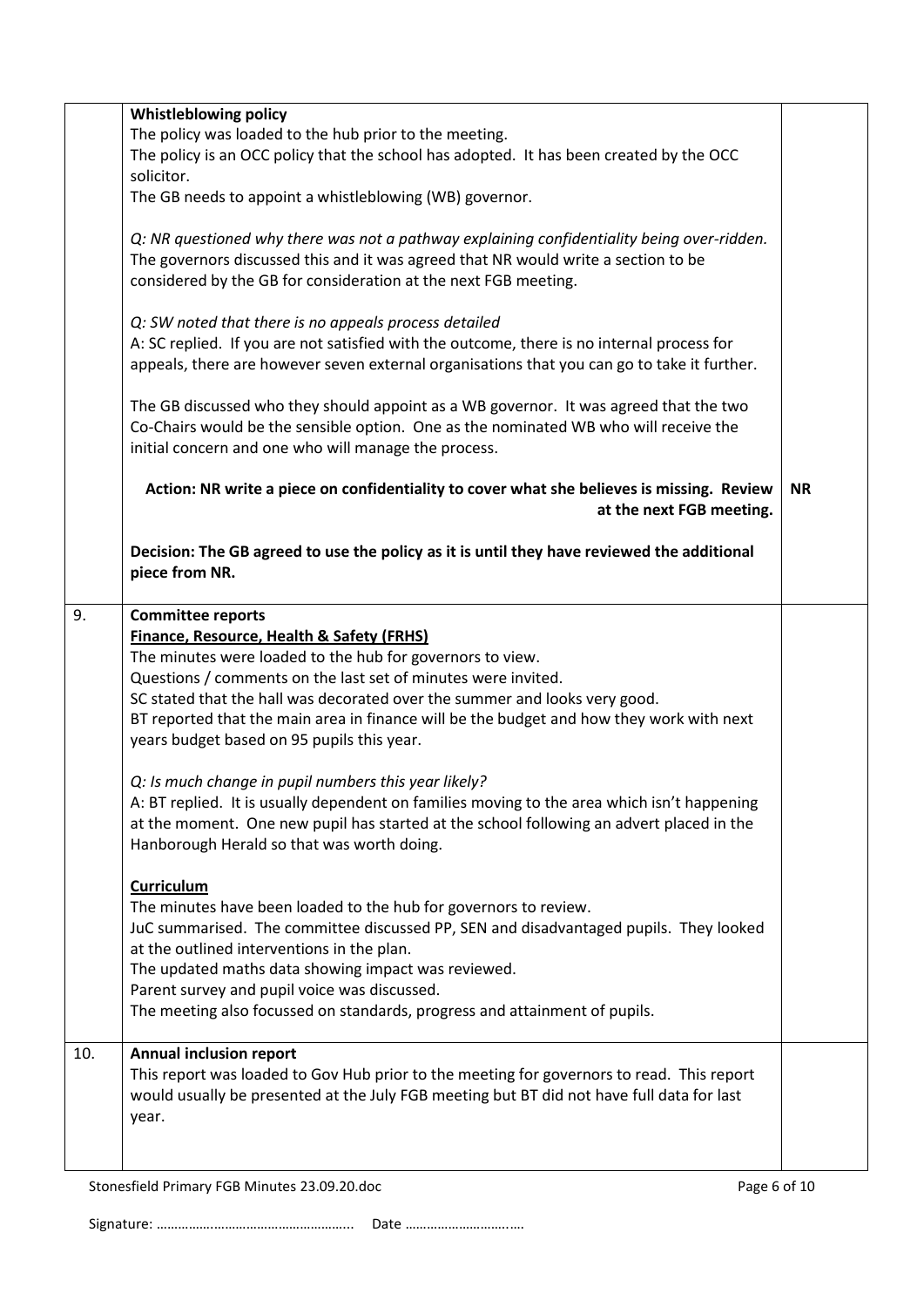| | | |
|---|---|---|
| | **Whistleblowing policy**<br>The policy was loaded to the hub prior to the meeting.<br>The policy is an OCC policy that the school has adopted. It has been created by the OCC solicitor.<br>The GB needs to appoint a whistleblowing (WB) governor.<br><br>*Q: NR questioned why there was not a pathway explaining confidentiality being over-ridden.*<br>The governors discussed this and it was agreed that NR would write a section to be considered by the GB for consideration at the next FGB meeting.<br><br>*Q: SW noted that there is no appeals process detailed*<br>A: SC replied. If you are not satisfied with the outcome, there is no internal process for appeals, there are however seven external organisations that you can go to take it further.<br><br>The GB discussed who they should appoint as a WB governor. It was agreed that the two Co-Chairs would be the sensible option. One as the nominated WB who will receive the initial concern and one who will manage the process.<br><br>**Action: NR write a piece on confidentiality to cover what she believes is missing. Review at the next FGB meeting.**<br><br>**Decision: The GB agreed to use the policy as it is until they have reviewed the additional piece from NR.** | **NR** |
| 9. | **Committee reports**<br>**Finance, Resource, Health & Safety (FRHS)**<br>The minutes were loaded to the hub for governors to view.<br>Questions / comments on the last set of minutes were invited.<br>SC stated that the hall was decorated over the summer and looks very good.<br>BT reported that the main area in finance will be the budget and how they work with next years budget based on 95 pupils this year.<br><br>*Q: Is much change in pupil numbers this year likely?*<br>A: BT replied. It is usually dependent on families moving to the area which isn't happening at the moment. One new pupil has started at the school following an advert placed in the Hanborough Herald so that was worth doing.<br><br>**Curriculum**<br>The minutes have been loaded to the hub for governors to review.<br>JuC summarised. The committee discussed PP, SEN and disadvantaged pupils. They looked at the outlined interventions in the plan.<br>The updated maths data showing impact was reviewed.<br>Parent survey and pupil voice was discussed.<br>The meeting also focussed on standards, progress and attainment of pupils. | |
| 10. | **Annual inclusion report**<br>This report was loaded to Gov Hub prior to the meeting for governors to read. This report would usually be presented at the July FGB meeting but BT did not have full data for last year. | |

Signature: …………………………………………….. Date ………………………….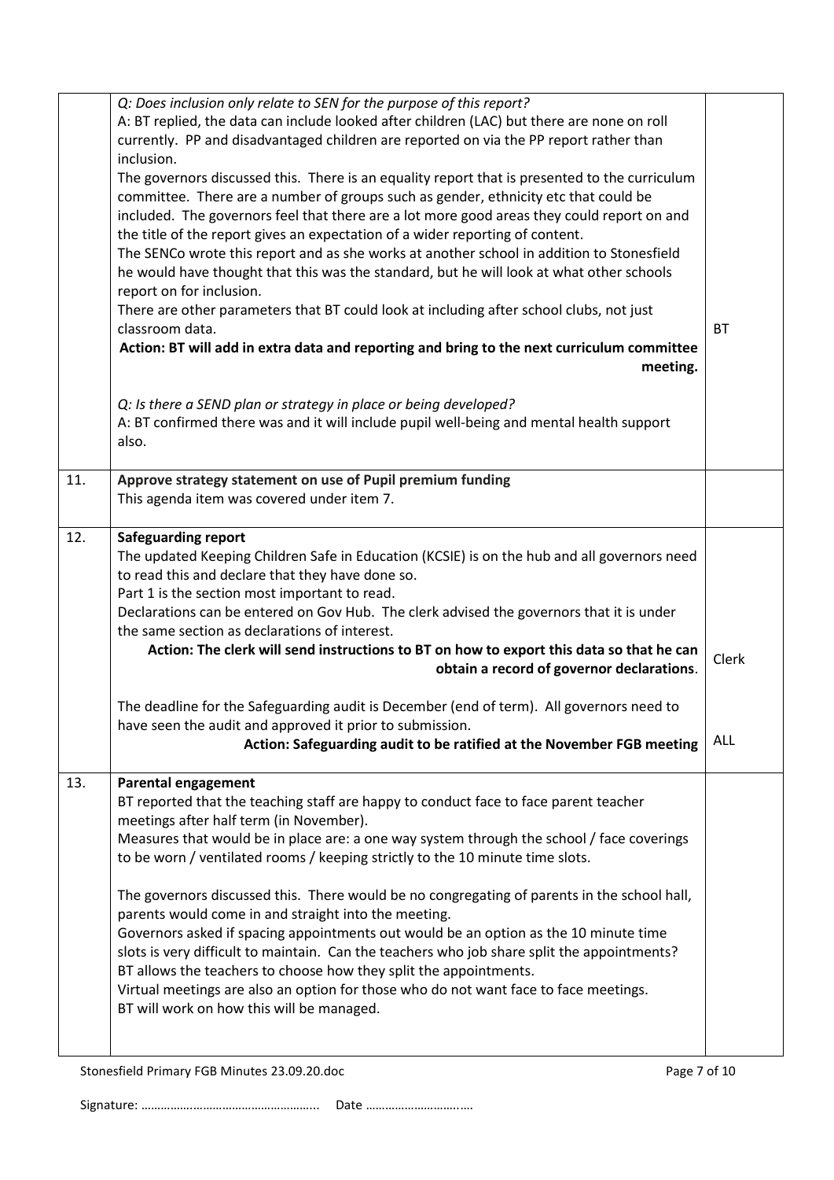| | | |
|---|---|---|
| | *Q: Does inclusion only relate to SEN for the purpose of this report?*<br>A: BT replied, the data can include looked after children (LAC) but there are none on roll currently. PP and disadvantaged children are reported on via the PP report rather than inclusion.<br>The governors discussed this. There is an equality report that is presented to the curriculum committee. There are a number of groups such as gender, ethnicity etc that could be included. The governors feel that there are a lot more good areas they could report on and the title of the report gives an expectation of a wider reporting of content.<br>The SENCo wrote this report and as she works at another school in addition to Stonesfield he would have thought that this was the standard, but he will look at what other schools report on for inclusion.<br>There are other parameters that BT could look at including after school clubs, not just classroom data.<br>**Action: BT will add in extra data and reporting and bring to the next curriculum committee meeting.**<br><br>*Q: Is there a SEND plan or strategy in place or being developed?*<br>A: BT confirmed there was and it will include pupil well-being and mental health support also. | BT |
| 11. | **Approve strategy statement on use of Pupil premium funding**<br>This agenda item was covered under item 7. | |
| 12. | **Safeguarding report**<br>The updated Keeping Children Safe in Education (KCSIE) is on the hub and all governors need to read this and declare that they have done so.<br>Part 1 is the section most important to read.<br>Declarations can be entered on Gov Hub. The clerk advised the governors that it is under the same section as declarations of interest.<br>**Action: The clerk will send instructions to BT on how to export this data so that he can obtain a record of governor declarations**.<br><br>The deadline for the Safeguarding audit is December (end of term). All governors need to have seen the audit and approved it prior to submission.<br>**Action: Safeguarding audit to be ratified at the November FGB meeting** | Clerk<br><br>ALL |
| 13. | **Parental engagement**<br>BT reported that the teaching staff are happy to conduct face to face parent teacher meetings after half term (in November).<br>Measures that would be in place are: a one way system through the school / face coverings to be worn / ventilated rooms / keeping strictly to the 10 minute time slots.<br><br>The governors discussed this. There would be no congregating of parents in the school hall, parents would come in and straight into the meeting.<br>Governors asked if spacing appointments out would be an option as the 10 minute time slots is very difficult to maintain. Can the teachers who job share split the appointments?<br>BT allows the teachers to choose how they split the appointments.<br>Virtual meetings are also an option for those who do not want face to face meetings.<br>BT will work on how this will be managed. | |

Signature: ……………………………………………….. Date ………………………….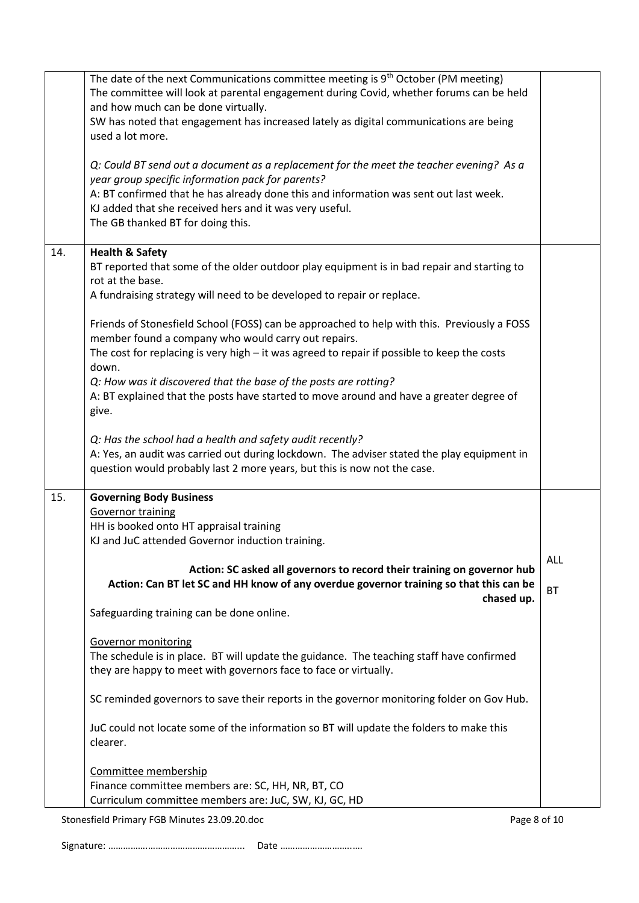| | | |
|---|---|---|
| | The date of the next Communications committee meeting is 9th October (PM meeting)<br>The committee will look at parental engagement during Covid, whether forums can be held and how much can be done virtually.<br>SW has noted that engagement has increased lately as digital communications are being used a lot more.<br><br>*Q: Could BT send out a document as a replacement for the meet the teacher evening? As a year group specific information pack for parents?*<br>A: BT confirmed that he has already done this and information was sent out last week.<br>KJ added that she received hers and it was very useful.<br>The GB thanked BT for doing this. | |
| 14. | **Health & Safety**<br>BT reported that some of the older outdoor play equipment is in bad repair and starting to rot at the base.<br>A fundraising strategy will need to be developed to repair or replace.<br><br>Friends of Stonesfield School (FOSS) can be approached to help with this. Previously a FOSS member found a company who would carry out repairs.<br>The cost for replacing is very high – it was agreed to repair if possible to keep the costs down.<br>*Q: How was it discovered that the base of the posts are rotting?*<br>A: BT explained that the posts have started to move around and have a greater degree of give.<br><br>*Q: Has the school had a health and safety audit recently?*<br>A: Yes, an audit was carried out during lockdown. The adviser stated the play equipment in question would probably last 2 more years, but this is now not the case. | |
| 15. | **Governing Body Business**<br>Governor training<br>HH is booked onto HT appraisal training<br>KJ and JuC attended Governor induction training.<br><br>**Action: SC asked all governors to record their training on governor hub**<br>**Action: Can BT let SC and HH know of any overdue governor training so that this can be chased up.**<br>Safeguarding training can be done online.<br><br>Governor monitoring<br>The schedule is in place. BT will update the guidance. The teaching staff have confirmed they are happy to meet with governors face to face or virtually.<br><br>SC reminded governors to save their reports in the governor monitoring folder on Gov Hub.<br><br>JuC could not locate some of the information so BT will update the folders to make this clearer.<br><br>Committee membership<br>Finance committee members are: SC, HH, NR, BT, CO<br>Curriculum committee members are: JuC, SW, KJ, GC, HD | ALL<br><br>BT |

Stonesfield Primary FGB Minutes 23.09.20.doc

Signature: …………………………………………….. Date ……………………….….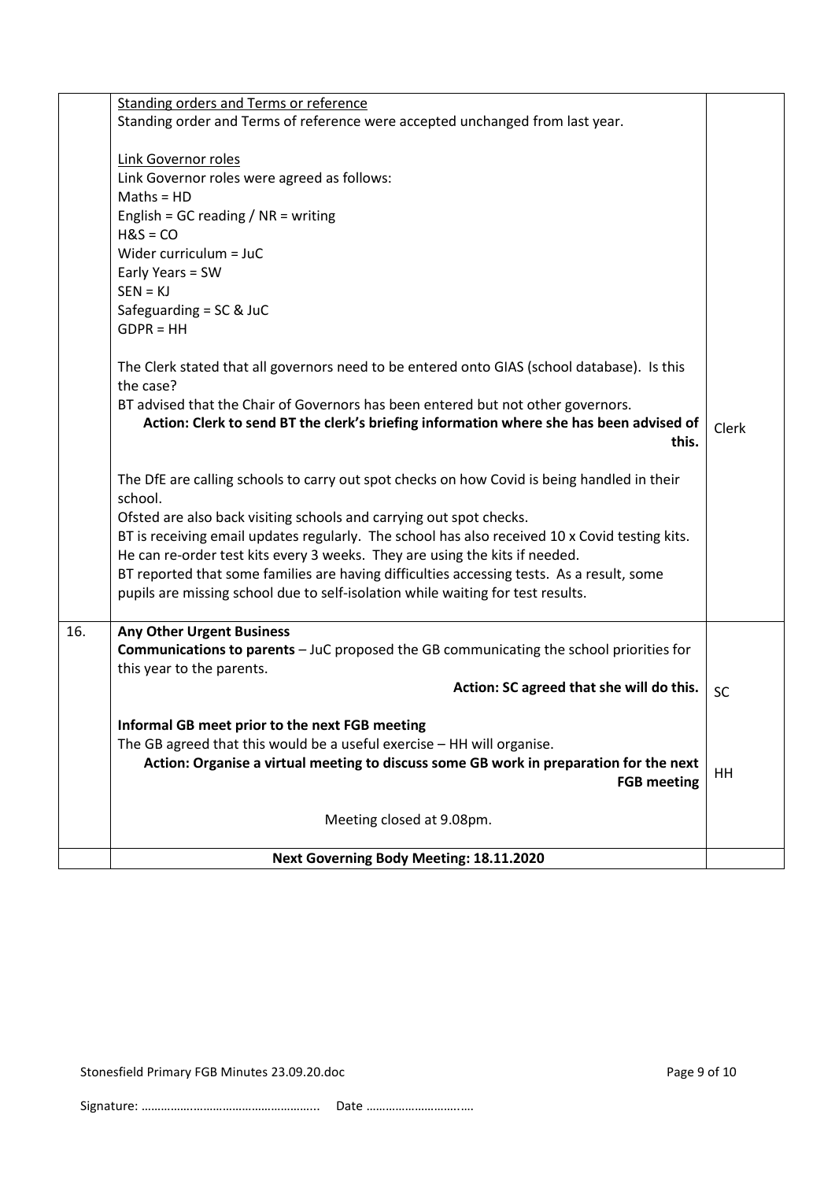| | | |
|---|---|---|
| | Standing orders and Terms or reference<br>Standing order and Terms of reference were accepted unchanged from last year.<br><br>Link Governor roles<br>Link Governor roles were agreed as follows:<br>Maths = HD<br>English = GC reading / NR = writing<br>H&S = CO<br>Wider curriculum = JuC<br>Early Years = SW<br>SEN = KJ<br>Safeguarding = SC & JuC<br>GDPR = HH<br><br>The Clerk stated that all governors need to be entered onto GIAS (school database). Is this the case?<br>BT advised that the Chair of Governors has been entered but not other governors.<br>**Action: Clerk to send BT the clerk's briefing information where she has been advised of this.**<br><br>The DfE are calling schools to carry out spot checks on how Covid is being handled in their school.<br>Ofsted are also back visiting schools and carrying out spot checks.<br>BT is receiving email updates regularly. The school has also received 10 x Covid testing kits. He can re-order test kits every 3 weeks. They are using the kits if needed.<br>BT reported that some families are having difficulties accessing tests. As a result, some pupils are missing school due to self-isolation while waiting for test results. | Clerk |
| 16. | **Any Other Urgent Business**<br>**Communications to parents** – JuC proposed the GB communicating the school priorities for this year to the parents.<br>**Action: SC agreed that she will do this.**<br><br>**Informal GB meet prior to the next FGB meeting**<br>The GB agreed that this would be a useful exercise – HH will organise.<br>**Action: Organise a virtual meeting to discuss some GB work in preparation for the next FGB meeting**<br><br>Meeting closed at 9.08pm. | SC<br><br>HH |
| | **Next Governing Body Meeting: 18.11.2020** | |

Signature: ……………………………………………... Date ……………………….….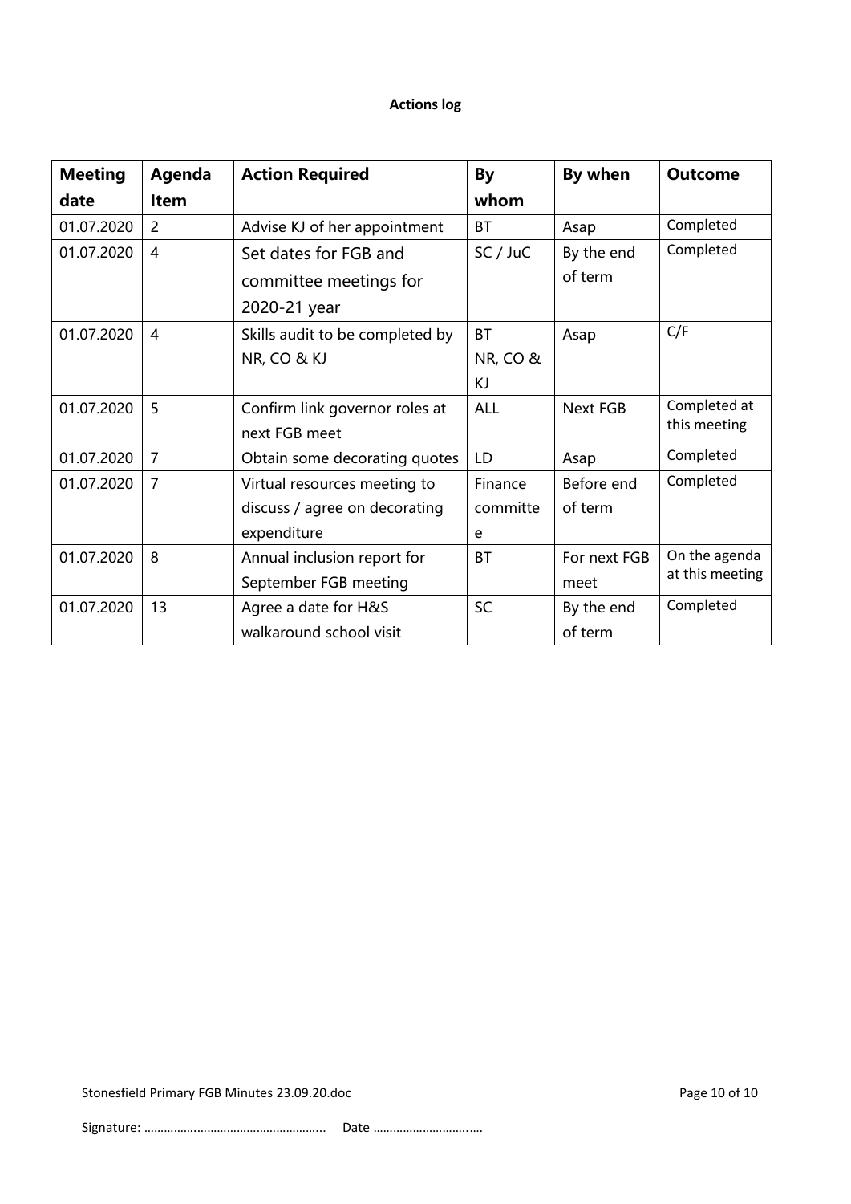**Actions log**

| Meeting date | Agenda Item | Action Required | By whom | By when | Outcome |
|---|---|---|---|---|---|
| 01.07.2020 | 2 | Advise KJ of her appointment | BT | Asap | Completed |
| 01.07.2020 | 4 | Set dates for FGB and committee meetings for 2020-21 year | SC / JuC | By the end of term | Completed |
| 01.07.2020 | 4 | Skills audit to be completed by NR, CO & KJ | BT NR, CO & KJ | Asap | C/F |
| 01.07.2020 | 5 | Confirm link governor roles at next FGB meet | ALL | Next FGB | Completed at this meeting |
| 01.07.2020 | 7 | Obtain some decorating quotes | LD | Asap | Completed |
| 01.07.2020 | 7 | Virtual resources meeting to discuss / agree on decorating expenditure | Finance committee | Before end of term | Completed |
| 01.07.2020 | 8 | Annual inclusion report for September FGB meeting | BT | For next FGB meet | On the agenda at this meeting |
| 01.07.2020 | 13 | Agree a date for H&S walkaround school visit | SC | By the end of term | Completed |

Signature: ……………………………………………….. Date …………………………….